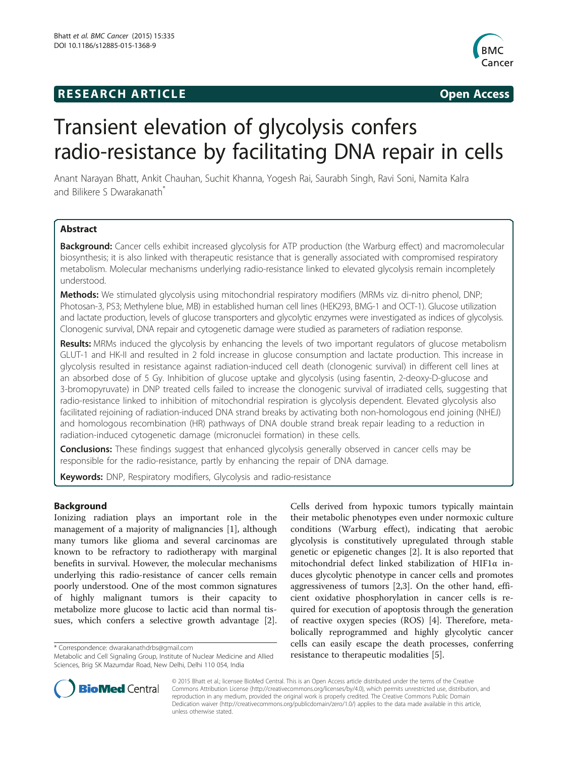RESEARCH ARTICLE **Open Access**

# Transient elevation of glycolysis confers radio-resistance by facilitating DNA repair in cells

Anant Narayan Bhatt, Ankit Chauhan, Suchit Khanna, Yogesh Rai, Saurabh Singh, Ravi Soni, Namita Kalra and Bilikere S Dwarakanath*

## Abstract

**Background:** Cancer cells exhibit increased glycolysis for ATP production (the Warburg effect) and macromolecular biosynthesis; it is also linked with therapeutic resistance that is generally associated with compromised respiratory metabolism. Molecular mechanisms underlying radio-resistance linked to elevated glycolysis remain incompletely understood.

**Methods:** We stimulated glycolysis using mitochondrial respiratory modifiers (MRMs viz. di-nitro phenol, DNP; Photosan-3, PS3; Methylene blue, MB) in established human cell lines (HEK293, BMG-1 and OCT-1). Glucose utilization and lactate production, levels of glucose transporters and glycolytic enzymes were investigated as indices of glycolysis. Clonogenic survival, DNA repair and cytogenetic damage were studied as parameters of radiation response.

**Results:** MRMs induced the glycolysis by enhancing the levels of two important regulators of glucose metabolism GLUT-1 and HK-II and resulted in 2 fold increase in glucose consumption and lactate production. This increase in glycolysis resulted in resistance against radiation-induced cell death (clonogenic survival) in different cell lines at an absorbed dose of 5 Gy. Inhibition of glucose uptake and glycolysis (using fasentin, 2-deoxy-D-glucose and 3-bromopyruvate) in DNP treated cells failed to increase the clonogenic survival of irradiated cells, suggesting that radio-resistance linked to inhibition of mitochondrial respiration is glycolysis dependent. Elevated glycolysis also facilitated rejoining of radiation-induced DNA strand breaks by activating both non-homologous end joining (NHEJ) and homologous recombination (HR) pathways of DNA double strand break repair leading to a reduction in radiation-induced cytogenetic damage (micronuclei formation) in these cells.

**Conclusions:** These findings suggest that enhanced glycolysis generally observed in cancer cells may be responsible for the radio-resistance, partly by enhancing the repair of DNA damage.

**Keywords:** DNP, Respiratory modifiers, Glycolysis and radio-resistance

## Background

Ionizing radiation plays an important role in the management of a majority of malignancies [1], although many tumors like glioma and several carcinomas are known to be refractory to radiotherapy with marginal benefits in survival. However, the molecular mechanisms underlying this radio-resistance of cancer cells remain poorly understood. One of the most common signatures of highly malignant tumors is their capacity to metabolize more glucose to lactic acid than normal tissues, which confers a selective growth advantage [2]. Cells derived from hypoxic tumors typically maintain their metabolic phenotypes even under normoxic culture conditions (Warburg effect), indicating that aerobic glycolysis is constitutively upregulated through stable genetic or epigenetic changes [2]. It is also reported that mitochondrial defect linked stabilization of HIF1α induces glycolytic phenotype in cancer cells and promotes aggressiveness of tumors [2,3]. On the other hand, efficient oxidative phosphorylation in cancer cells is required for execution of apoptosis through the generation of reactive oxygen species (ROS) [4]. Therefore, metabolically reprogrammed and highly glycolytic cancer cells can easily escape the death processes, conferring resistance to therapeutic modalities [5].

* Correspondence: dwarakanathdrbs@gmail.com
Metabolic and Cell Signaling Group, Institute of Nuclear Medicine and Allied Sciences, Brig SK Mazumdar Road, New Delhi, Delhi 110 054, India

© 2015 Bhatt et al.; licensee BioMed Central. This is an Open Access article distributed under the terms of the Creative Commons Attribution License (http://creativecommons.org/licenses/by/4.0), which permits unrestricted use, distribution, and reproduction in any medium, provided the original work is properly credited. The Creative Commons Public Domain Dedication waiver (http://creativecommons.org/publicdomain/zero/1.0/) applies to the data made available in this article, unless otherwise stated.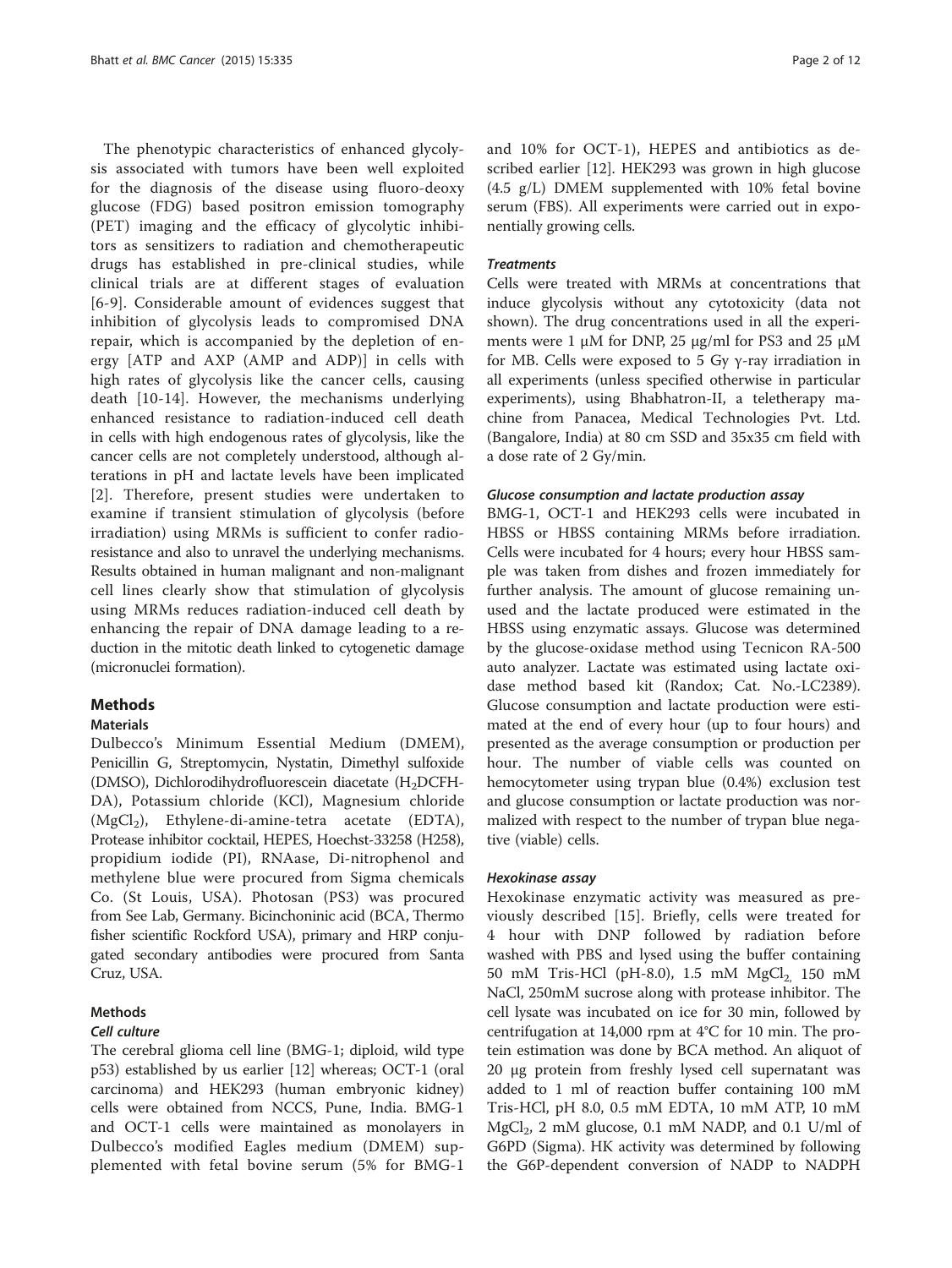The phenotypic characteristics of enhanced glycolysis associated with tumors have been well exploited for the diagnosis of the disease using fluoro-deoxy glucose (FDG) based positron emission tomography (PET) imaging and the efficacy of glycolytic inhibitors as sensitizers to radiation and chemotherapeutic drugs has established in pre-clinical studies, while clinical trials are at different stages of evaluation [6-9]. Considerable amount of evidences suggest that inhibition of glycolysis leads to compromised DNA repair, which is accompanied by the depletion of energy [ATP and AXP (AMP and ADP)] in cells with high rates of glycolysis like the cancer cells, causing death [10-14]. However, the mechanisms underlying enhanced resistance to radiation-induced cell death in cells with high endogenous rates of glycolysis, like the cancer cells are not completely understood, although alterations in pH and lactate levels have been implicated [2]. Therefore, present studies were undertaken to examine if transient stimulation of glycolysis (before irradiation) using MRMs is sufficient to confer radioresistance and also to unravel the underlying mechanisms. Results obtained in human malignant and non-malignant cell lines clearly show that stimulation of glycolysis using MRMs reduces radiation-induced cell death by enhancing the repair of DNA damage leading to a reduction in the mitotic death linked to cytogenetic damage (micronuclei formation).

## Methods

### Materials

Dulbecco's Minimum Essential Medium (DMEM), Penicillin G, Streptomycin, Nystatin, Dimethyl sulfoxide (DMSO), Dichlorodihydrofluorescein diacetate ($H_2$DCFH-DA), Potassium chloride (KCl), Magnesium chloride ($MgCl_2$), Ethylene-di-amine-tetra acetate (EDTA), Protease inhibitor cocktail, HEPES, Hoechst-33258 (H258), propidium iodide (PI), RNAase, Di-nitrophenol and methylene blue were procured from Sigma chemicals Co. (St Louis, USA). Photosan (PS3) was procured from See Lab, Germany. Bicinchoninic acid (BCA, Thermo fisher scientific Rockford USA), primary and HRP conjugated secondary antibodies were procured from Santa Cruz, USA.

### Methods

#### *Cell culture*

The cerebral glioma cell line (BMG-1; diploid, wild type p53) established by us earlier [12] whereas; OCT-1 (oral carcinoma) and HEK293 (human embryonic kidney) cells were obtained from NCCS, Pune, India. BMG-1 and OCT-1 cells were maintained as monolayers in Dulbecco's modified Eagles medium (DMEM) supplemented with fetal bovine serum (5% for BMG-1 and 10% for OCT-1), HEPES and antibiotics as described earlier [12]. HEK293 was grown in high glucose (4.5 g/L) DMEM supplemented with 10% fetal bovine serum (FBS). All experiments were carried out in exponentially growing cells.

#### *Treatments*

Cells were treated with MRMs at concentrations that induce glycolysis without any cytotoxicity (data not shown). The drug concentrations used in all the experiments were 1 μM for DNP, 25 μg/ml for PS3 and 25 μM for MB. Cells were exposed to 5 Gy γ-ray irradiation in all experiments (unless specified otherwise in particular experiments), using Bhabhatron-II, a teletherapy machine from Panacea, Medical Technologies Pvt. Ltd. (Bangalore, India) at 80 cm SSD and 35x35 cm field with a dose rate of 2 Gy/min.

#### *Glucose consumption and lactate production assay*

BMG-1, OCT-1 and HEK293 cells were incubated in HBSS or HBSS containing MRMs before irradiation. Cells were incubated for 4 hours; every hour HBSS sample was taken from dishes and frozen immediately for further analysis. The amount of glucose remaining unused and the lactate produced were estimated in the HBSS using enzymatic assays. Glucose was determined by the glucose-oxidase method using Tecnicon RA-500 auto analyzer. Lactate was estimated using lactate oxidase method based kit (Randox; Cat. No.-LC2389). Glucose consumption and lactate production were estimated at the end of every hour (up to four hours) and presented as the average consumption or production per hour. The number of viable cells was counted on hemocytometer using trypan blue (0.4%) exclusion test and glucose consumption or lactate production was normalized with respect to the number of trypan blue negative (viable) cells.

#### *Hexokinase assay*

Hexokinase enzymatic activity was measured as previously described [15]. Briefly, cells were treated for 4 hour with DNP followed by radiation before washed with PBS and lysed using the buffer containing 50 mM Tris-HCl (pH-8.0), 1.5 mM $MgCl_2$, 150 mM NaCl, 250mM sucrose along with protease inhibitor. The cell lysate was incubated on ice for 30 min, followed by centrifugation at 14,000 rpm at 4°C for 10 min. The protein estimation was done by BCA method. An aliquot of 20 μg protein from freshly lysed cell supernatant was added to 1 ml of reaction buffer containing 100 mM Tris-HCl, pH 8.0, 0.5 mM EDTA, 10 mM ATP, 10 mM $MgCl_2$, 2 mM glucose, 0.1 mM NADP, and 0.1 U/ml of G6PD (Sigma). HK activity was determined by following the G6P-dependent conversion of NADP to NADPH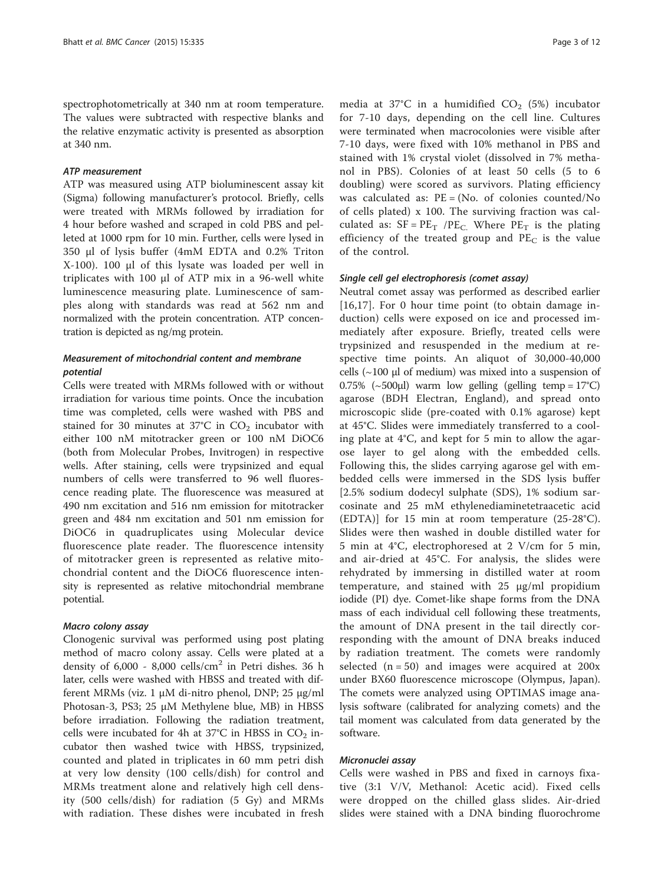spectrophotometrically at 340 nm at room temperature. The values were subtracted with respective blanks and the relative enzymatic activity is presented as absorption at 340 nm.

#### *ATP measurement*

ATP was measured using ATP bioluminescent assay kit (Sigma) following manufacturer's protocol. Briefly, cells were treated with MRMs followed by irradiation for 4 hour before washed and scraped in cold PBS and pelleted at 1000 rpm for 10 min. Further, cells were lysed in 350 μl of lysis buffer (4mM EDTA and 0.2% Triton X-100). 100 μl of this lysate was loaded per well in triplicates with 100 μl of ATP mix in a 96-well white luminescence measuring plate. Luminescence of samples along with standards was read at 562 nm and normalized with the protein concentration. ATP concentration is depicted as ng/mg protein.

#### *Measurement of mitochondrial content and membrane potential*

Cells were treated with MRMs followed with or without irradiation for various time points. Once the incubation time was completed, cells were washed with PBS and stained for 30 minutes at 37°C in $CO_2$ incubator with either 100 nM mitotracker green or 100 nM DiOC6 (both from Molecular Probes, Invitrogen) in respective wells. After staining, cells were trypsinized and equal numbers of cells were transferred to 96 well fluorescence reading plate. The fluorescence was measured at 490 nm excitation and 516 nm emission for mitotracker green and 484 nm excitation and 501 nm emission for DiOC6 in quadruplicates using Molecular device fluorescence plate reader. The fluorescence intensity of mitotracker green is represented as relative mitochondrial content and the DiOC6 fluorescence intensity is represented as relative mitochondrial membrane potential.

#### *Macro colony assay*

Clonogenic survival was performed using post plating method of macro colony assay. Cells were plated at a density of 6,000 - 8,000 cells/$cm^2$ in Petri dishes. 36 h later, cells were washed with HBSS and treated with different MRMs (viz. 1 μM di-nitro phenol, DNP; 25 μg/ml Photosan-3, PS3; 25 μM Methylene blue, MB) in HBSS before irradiation. Following the radiation treatment, cells were incubated for 4h at 37°C in HBSS in $CO_2$ incubator then washed twice with HBSS, trypsinized, counted and plated in triplicates in 60 mm petri dish at very low density (100 cells/dish) for control and MRMs treatment alone and relatively high cell density (500 cells/dish) for radiation (5 Gy) and MRMs with radiation. These dishes were incubated in fresh media at 37°C in a humidified $CO_2$ (5%) incubator for 7-10 days, depending on the cell line. Cultures were terminated when macrocolonies were visible after 7-10 days, were fixed with 10% methanol in PBS and stained with 1% crystal violet (dissolved in 7% methanol in PBS). Colonies of at least 50 cells (5 to 6 doubling) were scored as survivors. Plating efficiency was calculated as: PE = (No. of colonies counted/No of cells plated) x 100. The surviving fraction was calculated as: $SF = PE_T / PE_C$. Where $PE_T$ is the plating efficiency of the treated group and $PE_C$ is the value of the control.

#### *Single cell gel electrophoresis (comet assay)*

Neutral comet assay was performed as described earlier [16,17]. For 0 hour time point (to obtain damage induction) cells were exposed on ice and processed immediately after exposure. Briefly, treated cells were trypsinized and resuspended in the medium at respective time points. An aliquot of 30,000-40,000 cells (~100 μl of medium) was mixed into a suspension of 0.75% (~500μl) warm low gelling (gelling temp = 17°C) agarose (BDH Electran, England), and spread onto microscopic slide (pre-coated with 0.1% agarose) kept at 45°C. Slides were immediately transferred to a cooling plate at 4°C, and kept for 5 min to allow the agarose layer to gel along with the embedded cells. Following this, the slides carrying agarose gel with embedded cells were immersed in the SDS lysis buffer [2.5% sodium dodecyl sulphate (SDS), 1% sodium sarcosinate and 25 mM ethylenediaminetetraacetic acid (EDTA)] for 15 min at room temperature (25-28°C). Slides were then washed in double distilled water for 5 min at 4°C, electrophoresed at 2 V/cm for 5 min, and air-dried at 45°C. For analysis, the slides were rehydrated by immersing in distilled water at room temperature, and stained with 25 μg/ml propidium iodide (PI) dye. Comet-like shape forms from the DNA mass of each individual cell following these treatments, the amount of DNA present in the tail directly corresponding with the amount of DNA breaks induced by radiation treatment. The comets were randomly selected (n = 50) and images were acquired at 200x under BX60 fluorescence microscope (Olympus, Japan). The comets were analyzed using OPTIMAS image analysis software (calibrated for analyzing comets) and the tail moment was calculated from data generated by the software.

#### *Micronuclei assay*

Cells were washed in PBS and fixed in carnoys fixative (3:1 V/V, Methanol: Acetic acid). Fixed cells were dropped on the chilled glass slides. Air-dried slides were stained with a DNA binding fluorochrome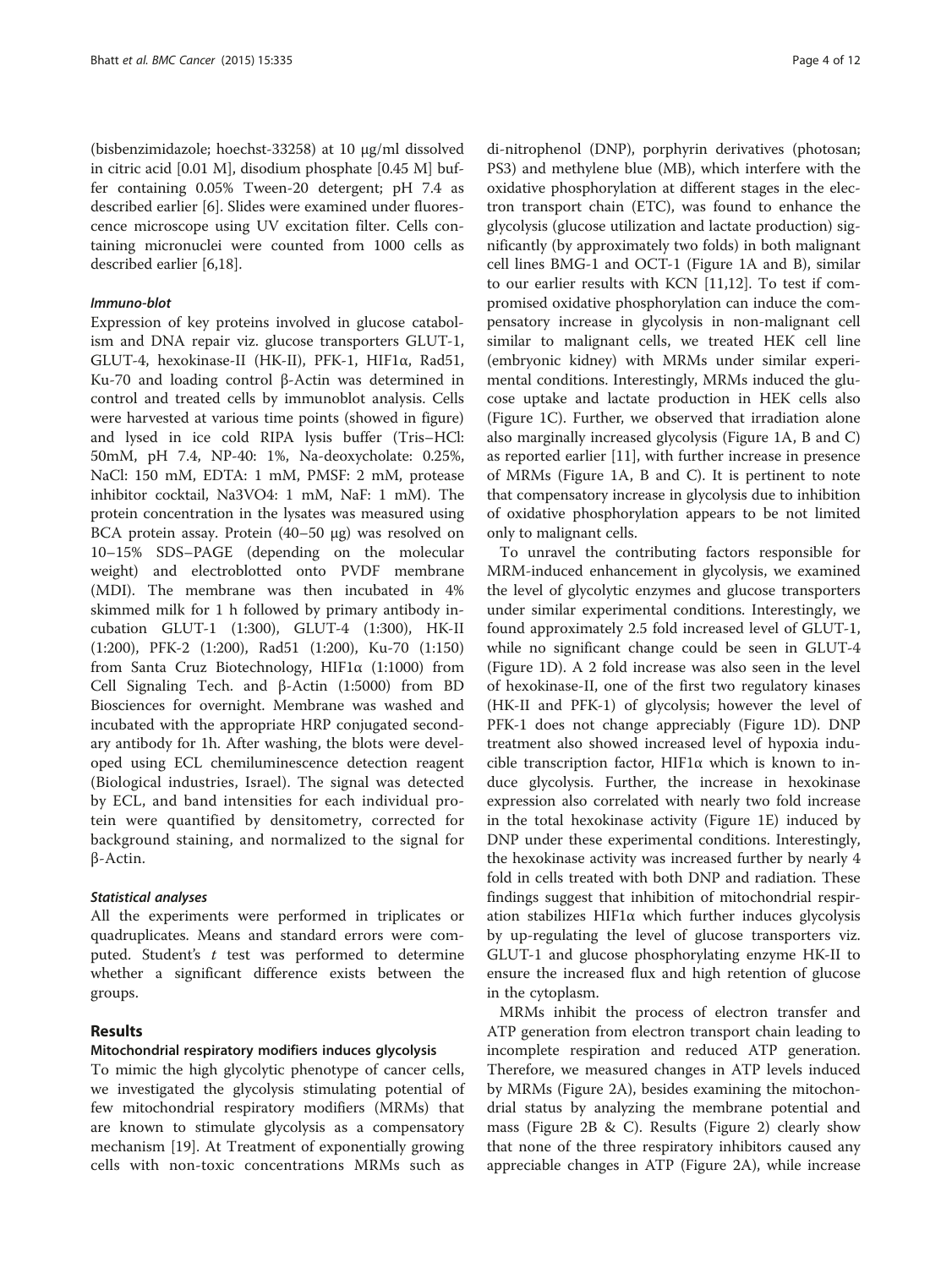(bisbenzimidazole; hoechst-33258) at 10 μg/ml dissolved in citric acid [0.01 M], disodium phosphate [0.45 M] buffer containing 0.05% Tween-20 detergent; pH 7.4 as described earlier [6]. Slides were examined under fluorescence microscope using UV excitation filter. Cells containing micronuclei were counted from 1000 cells as described earlier [6,18].

#### *Immuno-blot*

Expression of key proteins involved in glucose catabolism and DNA repair viz. glucose transporters GLUT-1, GLUT-4, hexokinase-II (HK-II), PFK-1, HIF1α, Rad51, Ku-70 and loading control β-Actin was determined in control and treated cells by immunoblot analysis. Cells were harvested at various time points (showed in figure) and lysed in ice cold RIPA lysis buffer (Tris–HCl: 50mM, pH 7.4, NP-40: 1%, Na-deoxycholate: 0.25%, NaCl: 150 mM, EDTA: 1 mM, PMSF: 2 mM, protease inhibitor cocktail, $Na_3VO_4$: 1 mM, NaF: 1 mM). The protein concentration in the lysates was measured using BCA protein assay. Protein (40–50 μg) was resolved on 10–15% SDS–PAGE (depending on the molecular weight) and electroblotted onto PVDF membrane (MDI). The membrane was then incubated in 4% skimmed milk for 1 h followed by primary antibody incubation GLUT-1 (1:300), GLUT-4 (1:300), HK-II (1:200), PFK-2 (1:200), Rad51 (1:200), Ku-70 (1:150) from Santa Cruz Biotechnology, HIF1α (1:1000) from Cell Signaling Tech. and β-Actin (1:5000) from BD Biosciences for overnight. Membrane was washed and incubated with the appropriate HRP conjugated secondary antibody for 1h. After washing, the blots were developed using ECL chemiluminescence detection reagent (Biological industries, Israel). The signal was detected by ECL, and band intensities for each individual protein were quantified by densitometry, corrected for background staining, and normalized to the signal for β-Actin.

#### *Statistical analyses*

All the experiments were performed in triplicates or quadruplicates. Means and standard errors were computed. Student's *t* test was performed to determine whether a significant difference exists between the groups.

## Results

### Mitochondrial respiratory modifiers induces glycolysis

To mimic the high glycolytic phenotype of cancer cells, we investigated the glycolysis stimulating potential of few mitochondrial respiratory modifiers (MRMs) that are known to stimulate glycolysis as a compensatory mechanism [19]. At Treatment of exponentially growing cells with non-toxic concentrations MRMs such as di-nitrophenol (DNP), porphyrin derivatives (photosan; PS3) and methylene blue (MB), which interfere with the oxidative phosphorylation at different stages in the electron transport chain (ETC), was found to enhance the glycolysis (glucose utilization and lactate production) significantly (by approximately two folds) in both malignant cell lines BMG-1 and OCT-1 (Figure 1A and B), similar to our earlier results with KCN [11,12]. To test if compromised oxidative phosphorylation can induce the compensatory increase in glycolysis in non-malignant cell similar to malignant cells, we treated HEK cell line (embryonic kidney) with MRMs under similar experimental conditions. Interestingly, MRMs induced the glucose uptake and lactate production in HEK cells also (Figure 1C). Further, we observed that irradiation alone also marginally increased glycolysis (Figure 1A, B and C) as reported earlier [11], with further increase in presence of MRMs (Figure 1A, B and C). It is pertinent to note that compensatory increase in glycolysis due to inhibition of oxidative phosphorylation appears to be not limited only to malignant cells.

To unravel the contributing factors responsible for MRM-induced enhancement in glycolysis, we examined the level of glycolytic enzymes and glucose transporters under similar experimental conditions. Interestingly, we found approximately 2.5 fold increased level of GLUT-1, while no significant change could be seen in GLUT-4 (Figure 1D). A 2 fold increase was also seen in the level of hexokinase-II, one of the first two regulatory kinases (HK-II and PFK-1) of glycolysis; however the level of PFK-1 does not change appreciably (Figure 1D). DNP treatment also showed increased level of hypoxia inducible transcription factor, HIF1α which is known to induce glycolysis. Further, the increase in hexokinase expression also correlated with nearly two fold increase in the total hexokinase activity (Figure 1E) induced by DNP under these experimental conditions. Interestingly, the hexokinase activity was increased further by nearly 4 fold in cells treated with both DNP and radiation. These findings suggest that inhibition of mitochondrial respiration stabilizes HIF1α which further induces glycolysis by up-regulating the level of glucose transporters viz. GLUT-1 and glucose phosphorylating enzyme HK-II to ensure the increased flux and high retention of glucose in the cytoplasm.

MRMs inhibit the process of electron transfer and ATP generation from electron transport chain leading to incomplete respiration and reduced ATP generation. Therefore, we measured changes in ATP levels induced by MRMs (Figure 2A), besides examining the mitochondrial status by analyzing the membrane potential and mass (Figure 2B & C). Results (Figure 2) clearly show that none of the three respiratory inhibitors caused any appreciable changes in ATP (Figure 2A), while increase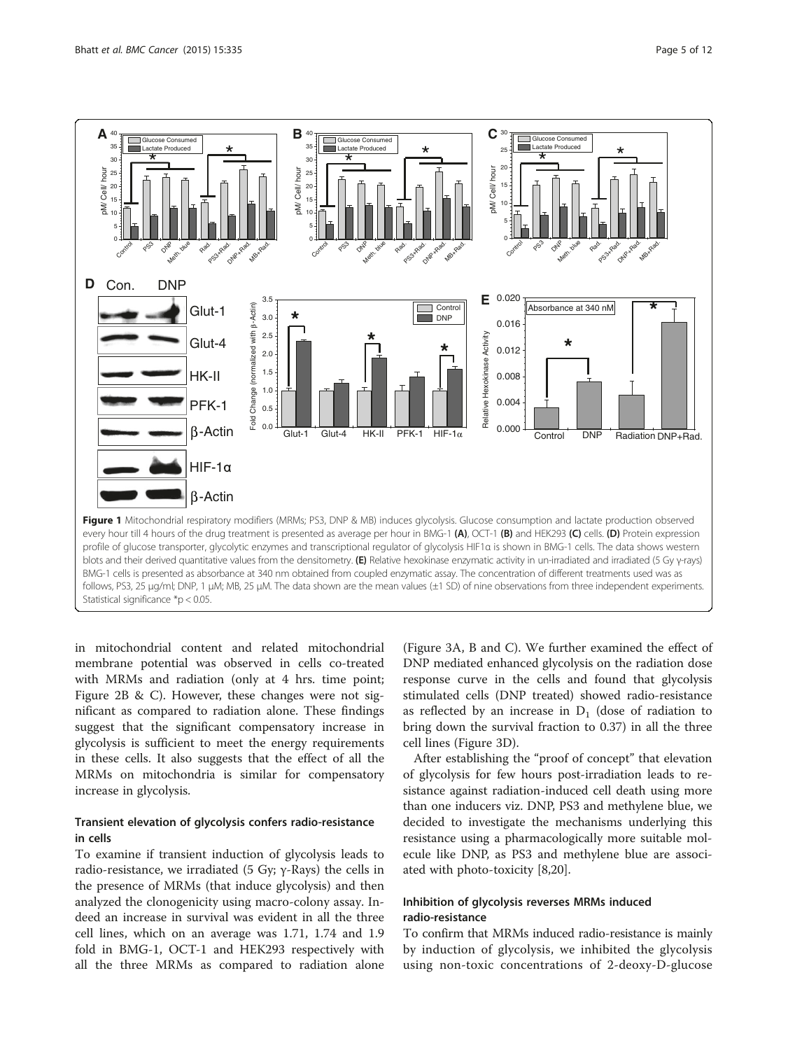**Figure 1** Mitochondrial respiratory modifiers (MRMs; PS3, DNP & MB) induces glycolysis. Glucose consumption and lactate production observed every hour till 4 hours of the drug treatment is presented as average per hour in BMG-1 **(A)**, OCT-1 **(B)** and HEK293 **(C)** cells. **(D)** Protein expression profile of glucose transporter, glycolytic enzymes and transcriptional regulator of glycolysis HIF1α is shown in BMG-1 cells. The data shows western blots and their derived quantitative values from the densitometry. **(E)** Relative hexokinase enzymatic activity in un-irradiated and irradiated (5 Gy γ-rays) BMG-1 cells is presented as absorbance at 340 nm obtained from coupled enzymatic assay. The concentration of different treatments used was as follows, PS3, 25 μg/ml; DNP, 1 μM; MB, 25 μM. The data shown are the mean values (±1 SD) of nine observations from three independent experiments. Statistical significance *p < 0.05.

in mitochondrial content and related mitochondrial membrane potential was observed in cells co-treated with MRMs and radiation (only at 4 hrs. time point; Figure 2B & C). However, these changes were not significant as compared to radiation alone. These findings suggest that the significant compensatory increase in glycolysis is sufficient to meet the energy requirements in these cells. It also suggests that the effect of all the MRMs on mitochondria is similar for compensatory increase in glycolysis.

### Transient elevation of glycolysis confers radio-resistance in cells

To examine if transient induction of glycolysis leads to radio-resistance, we irradiated (5 Gy; γ-Rays) the cells in the presence of MRMs (that induce glycolysis) and then analyzed the clonogenicity using macro-colony assay. Indeed an increase in survival was evident in all the three cell lines, which on an average was 1.71, 1.74 and 1.9 fold in BMG-1, OCT-1 and HEK293 respectively with all the three MRMs as compared to radiation alone (Figure 3A, B and C). We further examined the effect of DNP mediated enhanced glycolysis on the radiation dose response curve in the cells and found that glycolysis stimulated cells (DNP treated) showed radio-resistance as reflected by an increase in $D_1$ (dose of radiation to bring down the survival fraction to 0.37) in all the three cell lines (Figure 3D).

After establishing the "proof of concept" that elevation of glycolysis for few hours post-irradiation leads to resistance against radiation-induced cell death using more than one inducers viz. DNP, PS3 and methylene blue, we decided to investigate the mechanisms underlying this resistance using a pharmacologically more suitable molecule like DNP, as PS3 and methylene blue are associated with photo-toxicity [8,20].

### Inhibition of glycolysis reverses MRMs induced radio-resistance

To confirm that MRMs induced radio-resistance is mainly by induction of glycolysis, we inhibited the glycolysis using non-toxic concentrations of 2-deoxy-D-glucose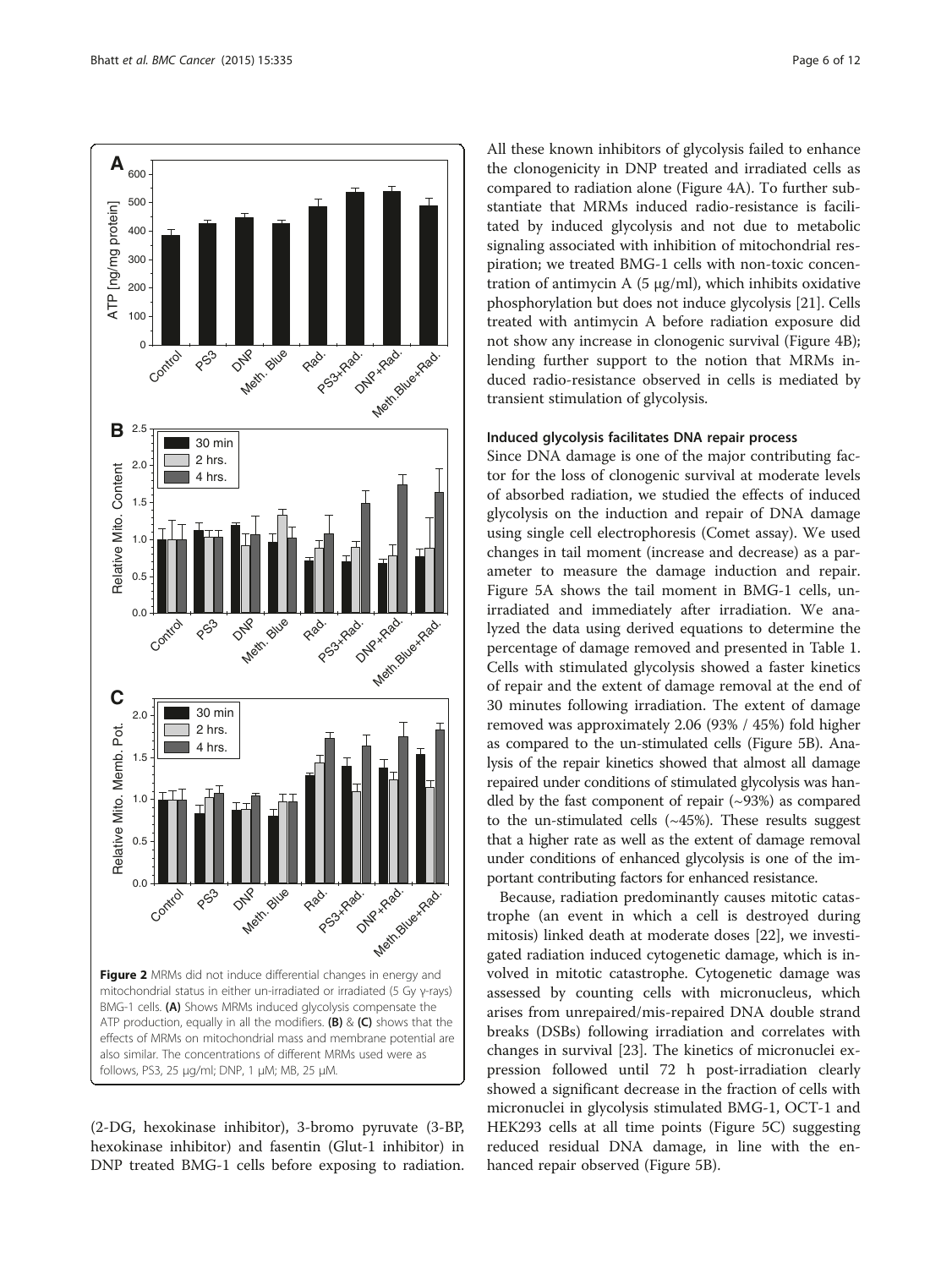Figure 2 MRMs did not induce differential changes in energy and mitochondrial status in either un-irradiated or irradiated (5 Gy γ-rays) BMG-1 cells. **(A)** Shows MRMs induced glycolysis compensate the ATP production, equally in all the modifiers. **(B)** & **(C)** shows that the effects of MRMs on mitochondrial mass and membrane potential are also similar. The concentrations of different MRMs used were as follows, PS3, 25 μg/ml; DNP, 1 μM; MB, 25 μM.

(2-DG, hexokinase inhibitor), 3-bromo pyruvate (3-BP, hexokinase inhibitor) and fasentin (Glut-1 inhibitor) in DNP treated BMG-1 cells before exposing to radiation. All these known inhibitors of glycolysis failed to enhance the clonogenicity in DNP treated and irradiated cells as compared to radiation alone (Figure 4A). To further substantiate that MRMs induced radio-resistance is facilitated by induced glycolysis and not due to metabolic signaling associated with inhibition of mitochondrial respiration; we treated BMG-1 cells with non-toxic concentration of antimycin A (5 μg/ml), which inhibits oxidative phosphorylation but does not induce glycolysis [21]. Cells treated with antimycin A before radiation exposure did not show any increase in clonogenic survival (Figure 4B); lending further support to the notion that MRMs induced radio-resistance observed in cells is mediated by transient stimulation of glycolysis.

### Induced glycolysis facilitates DNA repair process

Since DNA damage is one of the major contributing factor for the loss of clonogenic survival at moderate levels of absorbed radiation, we studied the effects of induced glycolysis on the induction and repair of DNA damage using single cell electrophoresis (Comet assay). We used changes in tail moment (increase and decrease) as a parameter to measure the damage induction and repair. Figure 5A shows the tail moment in BMG-1 cells, unirradiated and immediately after irradiation. We analyzed the data using derived equations to determine the percentage of damage removed and presented in Table 1. Cells with stimulated glycolysis showed a faster kinetics of repair and the extent of damage removal at the end of 30 minutes following irradiation. The extent of damage removed was approximately 2.06 (93% / 45%) fold higher as compared to the un-stimulated cells (Figure 5B). Analysis of the repair kinetics showed that almost all damage repaired under conditions of stimulated glycolysis was handled by the fast component of repair (~93%) as compared to the un-stimulated cells (~45%). These results suggest that a higher rate as well as the extent of damage removal under conditions of enhanced glycolysis is one of the important contributing factors for enhanced resistance.

Because, radiation predominantly causes mitotic catastrophe (an event in which a cell is destroyed during mitosis) linked death at moderate doses [22], we investigated radiation induced cytogenetic damage, which is involved in mitotic catastrophe. Cytogenetic damage was assessed by counting cells with micronucleus, which arises from unrepaired/mis-repaired DNA double strand breaks (DSBs) following irradiation and correlates with changes in survival [23]. The kinetics of micronuclei expression followed until 72 h post-irradiation clearly showed a significant decrease in the fraction of cells with micronuclei in glycolysis stimulated BMG-1, OCT-1 and HEK293 cells at all time points (Figure 5C) suggesting reduced residual DNA damage, in line with the enhanced repair observed (Figure 5B).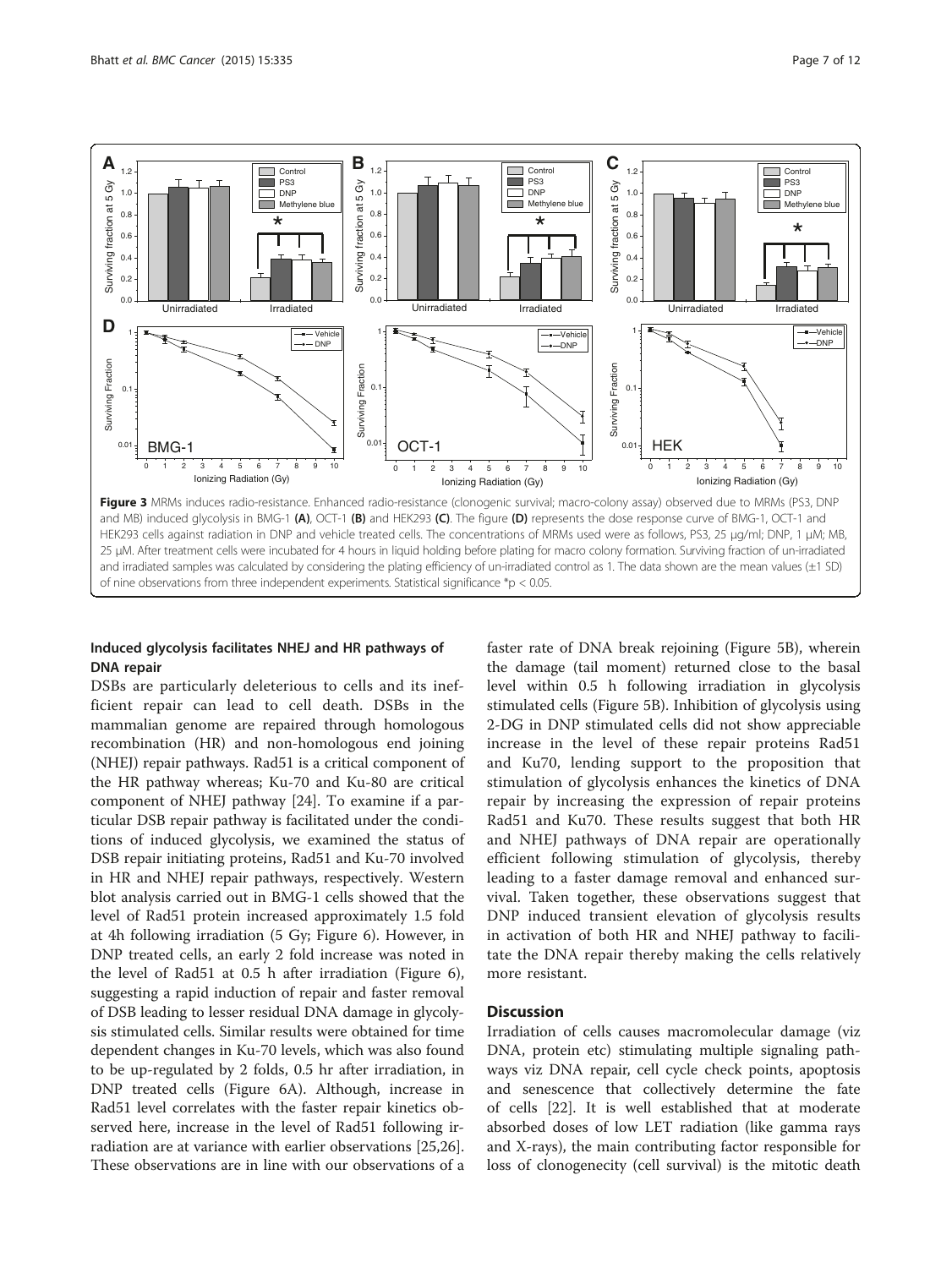**Figure 3** MRMs induces radio-resistance. Enhanced radio-resistance (clonogenic survival; macro-colony assay) observed due to MRMs (PS3, DNP and MB) induced glycolysis in BMG-1 **(A)**, OCT-1 **(B)** and HEK293 **(C)**. The figure **(D)** represents the dose response curve of BMG-1, OCT-1 and HEK293 cells against radiation in DNP and vehicle treated cells. The concentrations of MRMs used were as follows, PS3, 25 μg/ml; DNP, 1 μM; MB, 25 μM. After treatment cells were incubated for 4 hours in liquid holding before plating for macro colony formation. Surviving fraction of un-irradiated and irradiated samples was calculated by considering the plating efficiency of un-irradiated control as 1. The data shown are the mean values (±1 SD) of nine observations from three independent experiments. Statistical significance *p < 0.05.

### Induced glycolysis facilitates NHEJ and HR pathways of DNA repair

DSBs are particularly deleterious to cells and its inefficient repair can lead to cell death. DSBs in the mammalian genome are repaired through homologous recombination (HR) and non-homologous end joining (NHEJ) repair pathways. Rad51 is a critical component of the HR pathway whereas; Ku-70 and Ku-80 are critical component of NHEJ pathway [24]. To examine if a particular DSB repair pathway is facilitated under the conditions of induced glycolysis, we examined the status of DSB repair initiating proteins, Rad51 and Ku-70 involved in HR and NHEJ repair pathways, respectively. Western blot analysis carried out in BMG-1 cells showed that the level of Rad51 protein increased approximately 1.5 fold at 4h following irradiation (5 Gy; Figure 6). However, in DNP treated cells, an early 2 fold increase was noted in the level of Rad51 at 0.5 h after irradiation (Figure 6), suggesting a rapid induction of repair and faster removal of DSB leading to lesser residual DNA damage in glycolysis stimulated cells. Similar results were obtained for time dependent changes in Ku-70 levels, which was also found to be up-regulated by 2 folds, 0.5 hr after irradiation, in DNP treated cells (Figure 6A). Although, increase in Rad51 level correlates with the faster repair kinetics observed here, increase in the level of Rad51 following irradiation are at variance with earlier observations [25,26]. These observations are in line with our observations of a faster rate of DNA break rejoining (Figure 5B), wherein the damage (tail moment) returned close to the basal level within 0.5 h following irradiation in glycolysis stimulated cells (Figure 5B). Inhibition of glycolysis using 2-DG in DNP stimulated cells did not show appreciable increase in the level of these repair proteins Rad51 and Ku70, lending support to the proposition that stimulation of glycolysis enhances the kinetics of DNA repair by increasing the expression of repair proteins Rad51 and Ku70. These results suggest that both HR and NHEJ pathways of DNA repair are operationally efficient following stimulation of glycolysis, thereby leading to a faster damage removal and enhanced survival. Taken together, these observations suggest that DNP induced transient elevation of glycolysis results in activation of both HR and NHEJ pathway to facilitate the DNA repair thereby making the cells relatively more resistant.

## Discussion

Irradiation of cells causes macromolecular damage (viz DNA, protein etc) stimulating multiple signaling pathways viz DNA repair, cell cycle check points, apoptosis and senescence that collectively determine the fate of cells [22]. It is well established that at moderate absorbed doses of low LET radiation (like gamma rays and X-rays), the main contributing factor responsible for loss of clonogenecity (cell survival) is the mitotic death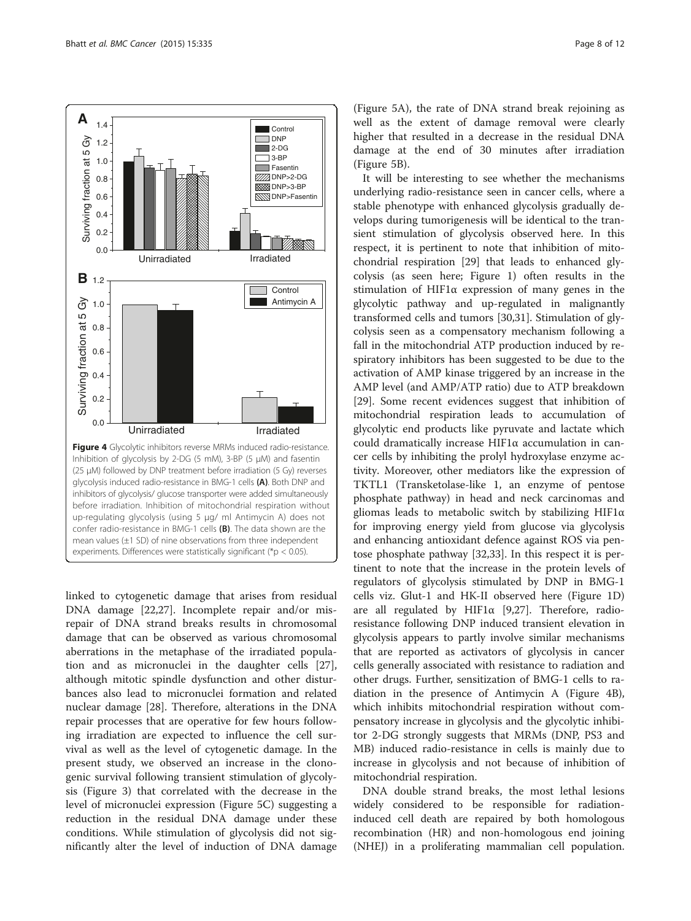Figure 4 Glycolytic inhibitors reverse MRMs induced radio-resistance. Inhibition of glycolysis by 2-DG (5 mM), 3-BP (5 μM) and fasentin (25 μM) followed by DNP treatment before irradiation (5 Gy) reverses glycolysis induced radio-resistance in BMG-1 cells **(A)**. Both DNP and inhibitors of glycolysis/ glucose transporter were added simultaneously before irradiation. Inhibition of mitochondrial respiration without up-regulating glycolysis (using 5 μg/ ml Antimycin A) does not confer radio-resistance in BMG-1 cells **(B)**. The data shown are the mean values (±1 SD) of nine observations from three independent experiments. Differences were statistically significant (\*$p < 0.05$).

linked to cytogenetic damage that arises from residual DNA damage [22,27]. Incomplete repair and/or misrepair of DNA strand breaks results in chromosomal damage that can be observed as various chromosomal aberrations in the metaphase of the irradiated population and as micronuclei in the daughter cells [27], although mitotic spindle dysfunction and other disturbances also lead to micronuclei formation and related nuclear damage [28]. Therefore, alterations in the DNA repair processes that are operative for few hours following irradiation are expected to influence the cell survival as well as the level of cytogenetic damage. In the present study, we observed an increase in the clonogenic survival following transient stimulation of glycolysis (Figure 3) that correlated with the decrease in the level of micronuclei expression (Figure 5C) suggesting a reduction in the residual DNA damage under these conditions. While stimulation of glycolysis did not significantly alter the level of induction of DNA damage (Figure 5A), the rate of DNA strand break rejoining as well as the extent of damage removal were clearly higher that resulted in a decrease in the residual DNA damage at the end of 30 minutes after irradiation (Figure 5B).

It will be interesting to see whether the mechanisms underlying radio-resistance seen in cancer cells, where a stable phenotype with enhanced glycolysis gradually develops during tumorigenesis will be identical to the transient stimulation of glycolysis observed here. In this respect, it is pertinent to note that inhibition of mitochondrial respiration [29] that leads to enhanced glycolysis (as seen here; Figure 1) often results in the stimulation of HIF1α expression of many genes in the glycolytic pathway and up-regulated in malignantly transformed cells and tumors [30,31]. Stimulation of glycolysis seen as a compensatory mechanism following a fall in the mitochondrial ATP production induced by respiratory inhibitors has been suggested to be due to the activation of AMP kinase triggered by an increase in the AMP level (and AMP/ATP ratio) due to ATP breakdown [29]. Some recent evidences suggest that inhibition of mitochondrial respiration leads to accumulation of glycolytic end products like pyruvate and lactate which could dramatically increase HIF1α accumulation in cancer cells by inhibiting the prolyl hydroxylase enzyme activity. Moreover, other mediators like the expression of TKTL1 (Transketolase-like 1, an enzyme of pentose phosphate pathway) in head and neck carcinomas and gliomas leads to metabolic switch by stabilizing HIF1α for improving energy yield from glucose via glycolysis and enhancing antioxidant defence against ROS via pentose phosphate pathway [32,33]. In this respect it is pertinent to note that the increase in the protein levels of regulators of glycolysis stimulated by DNP in BMG-1 cells viz. Glut-1 and HK-II observed here (Figure 1D) are all regulated by HIF1α [9,27]. Therefore, radio-resistance following DNP induced transient elevation in glycolysis appears to partly involve similar mechanisms that are reported as activators of glycolysis in cancer cells generally associated with resistance to radiation and other drugs. Further, sensitization of BMG-1 cells to radiation in the presence of Antimycin A (Figure 4B), which inhibits mitochondrial respiration without compensatory increase in glycolysis and the glycolytic inhibitor 2-DG strongly suggests that MRMs (DNP, PS3 and MB) induced radio-resistance in cells is mainly due to increase in glycolysis and not because of inhibition of mitochondrial respiration.

DNA double strand breaks, the most lethal lesions widely considered to be responsible for radiation-induced cell death are repaired by both homologous recombination (HR) and non-homologous end joining (NHEJ) in a proliferating mammalian cell population.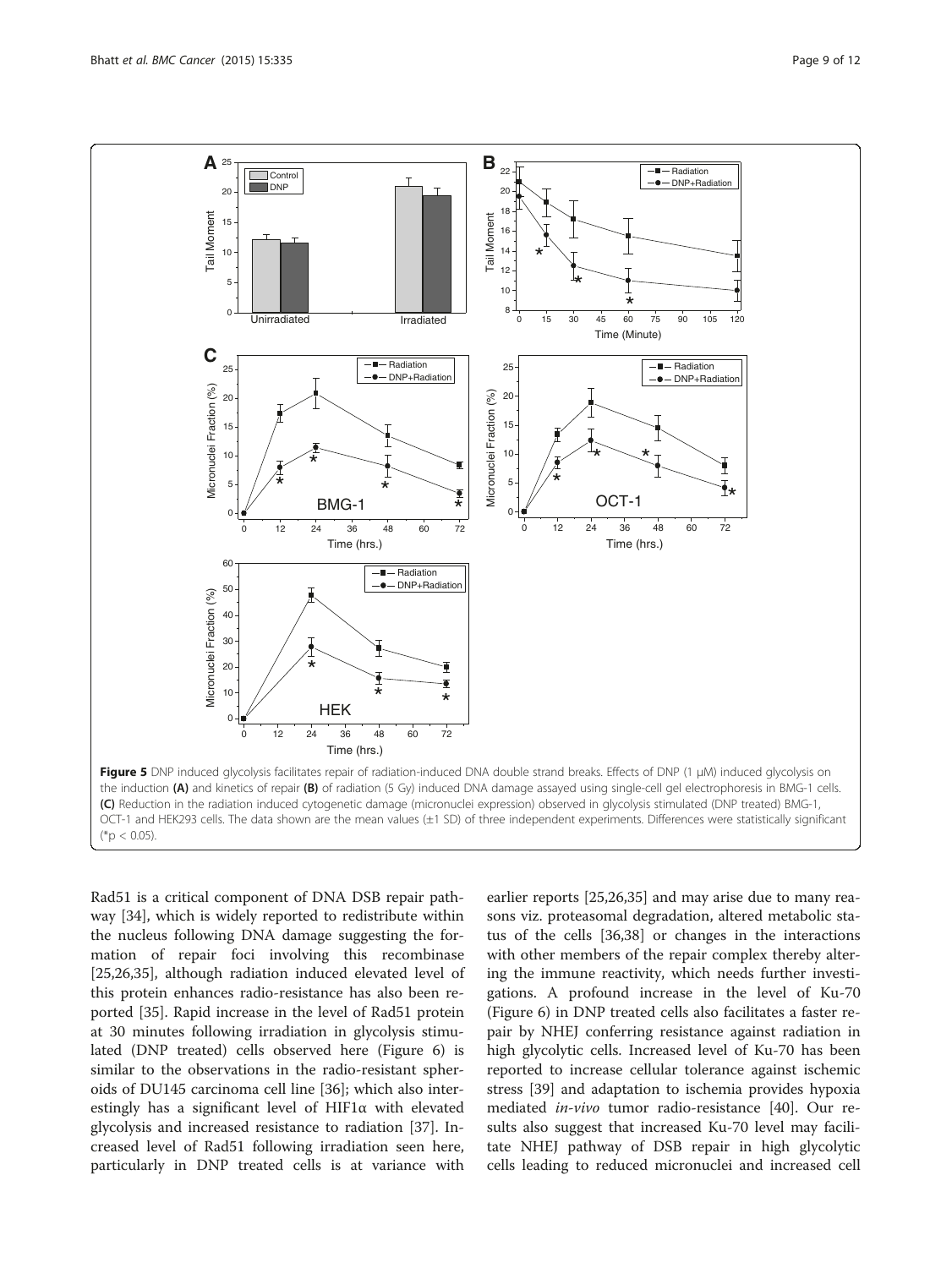**Figure 5** DNP induced glycolysis facilitates repair of radiation-induced DNA double strand breaks. Effects of DNP (1 μM) induced glycolysis on the induction **(A)** and kinetics of repair **(B)** of radiation (5 Gy) induced DNA damage assayed using single-cell gel electrophoresis in BMG-1 cells. **(C)** Reduction in the radiation induced cytogenetic damage (micronuclei expression) observed in glycolysis stimulated (DNP treated) BMG-1, OCT-1 and HEK293 cells. The data shown are the mean values (±1 SD) of three independent experiments. Differences were statistically significant (*$p < 0.05$).

Rad51 is a critical component of DNA DSB repair pathway [34], which is widely reported to redistribute within the nucleus following DNA damage suggesting the formation of repair foci involving this recombinase [25,26,35], although radiation induced elevated level of this protein enhances radio-resistance has also been reported [35]. Rapid increase in the level of Rad51 protein at 30 minutes following irradiation in glycolysis stimulated (DNP treated) cells observed here (Figure 6) is similar to the observations in the radio-resistant spheroids of DU145 carcinoma cell line [36]; which also interestingly has a significant level of HIF1α with elevated glycolysis and increased resistance to radiation [37]. Increased level of Rad51 following irradiation seen here, particularly in DNP treated cells is at variance with earlier reports [25,26,35] and may arise due to many reasons viz. proteasomal degradation, altered metabolic status of the cells [36,38] or changes in the interactions with other members of the repair complex thereby altering the immune reactivity, which needs further investigations. A profound increase in the level of Ku-70 (Figure 6) in DNP treated cells also facilitates a faster repair by NHEJ conferring resistance against radiation in high glycolytic cells. Increased level of Ku-70 has been reported to increase cellular tolerance against ischemic stress [39] and adaptation to ischemia provides hypoxia mediated *in-vivo* tumor radio-resistance [40]. Our results also suggest that increased Ku-70 level may facilitate NHEJ pathway of DSB repair in high glycolytic cells leading to reduced micronuclei and increased cell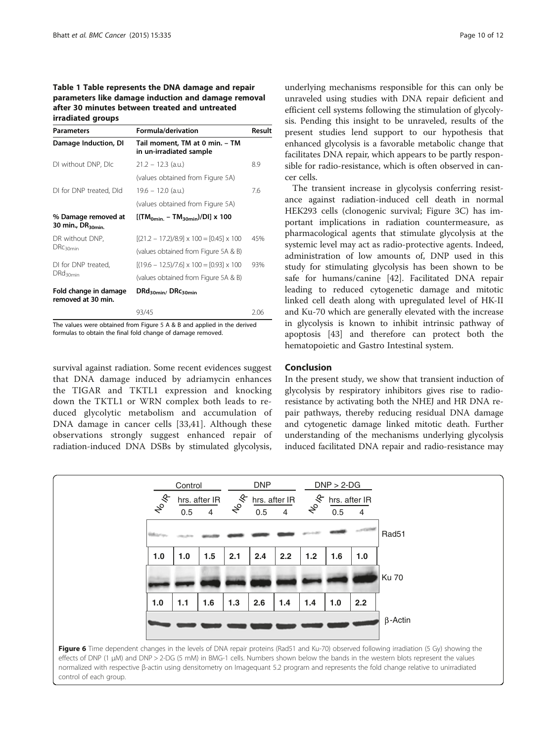**Table 1 Table represents the DNA damage and repair parameters like damage induction and damage removal after 30 minutes between treated and untreated irradiated groups**

| Parameters | Formula/derivation | Result |
|---|---|---|
| **Damage Induction, DI** | **Tail moment, TM at 0 min. – TM in un-irradiated sample** | |
| DI without DNP, DIc | 21.2 – 12.3 (a.u.) | 8.9 |
| | (values obtained from Figure 5A) | |
| DI for DNP treated, DId | 19.6 – 12.0 (a.u.) | 7.6 |
| | (values obtained from Figure 5A) | |
| **% Damage removed at 30 min., $DR_{30min.}$** | **$[(TM_{0min.} - TM_{30min})/DI] \times 100$** | |
| DR without DNP, $DRc_{30min}$ | $[(21.2 - 17.2)/8.9] \times 100 = [0.45] \times 100$ | 45% |
| | (values obtained from Figure 5A & B) | |
| DI for DNP treated, $DRd_{30min}$ | $[(19.6 - 12.5)/7.6] \times 100 = [0.93] \times 100$ | 93% |
| | (values obtained from Figure 5A & B) | |
| **Fold change in damage removed at 30 min.** | **$DRd_{30min}$/ $DRc_{30min}$** | |
| | 93/45 | 2.06 |

The values were obtained from Figure 5 A & B and applied in the derived formulas to obtain the final fold change of damage removed.

survival against radiation. Some recent evidences suggest that DNA damage induced by adriamycin enhances the TIGAR and TKTL1 expression and knocking down the TKTL1 or WRN complex both leads to reduced glycolytic metabolism and accumulation of DNA damage in cancer cells [33,41]. Although these observations strongly suggest enhanced repair of radiation-induced DNA DSBs by stimulated glycolysis, underlying mechanisms responsible for this can only be unraveled using studies with DNA repair deficient and efficient cell systems following the stimulation of glycolysis. Pending this insight to be unraveled, results of the present studies lend support to our hypothesis that enhanced glycolysis is a favorable metabolic change that facilitates DNA repair, which appears to be partly responsible for radio-resistance, which is often observed in cancer cells.

The transient increase in glycolysis conferring resistance against radiation-induced cell death in normal HEK293 cells (clonogenic survival; Figure 3C) has important implications in radiation countermeasure, as pharmacological agents that stimulate glycolysis at the systemic level may act as radio-protective agents. Indeed, administration of low amounts of, DNP used in this study for stimulating glycolysis has been shown to be safe for humans/canine [42]. Facilitated DNA repair leading to reduced cytogenetic damage and mitotic linked cell death along with upregulated level of HK-II and Ku-70 which are generally elevated with the increase in glycolysis is known to inhibit intrinsic pathway of apoptosis [43] and therefore can protect both the hematopoietic and Gastro Intestinal system.

## Conclusion

In the present study, we show that transient induction of glycolysis by respiratory inhibitors gives rise to radio-resistance by activating both the NHEJ and HR DNA repair pathways, thereby reducing residual DNA damage and cytogenetic damage linked mitotic death. Further understanding of the mechanisms underlying glycolysis induced facilitated DNA repair and radio-resistance may

**Figure 6** Time dependent changes in the levels of DNA repair proteins (Rad51 and Ku-70) observed following irradiation (5 Gy) showing the effects of DNP (1 μM) and DNP > 2-DG (5 mM) in BMG-1 cells. Numbers shown below the bands in the western blots represent the values normalized with respective β-actin using densitometry on Imagequant 5.2 program and represents the fold change relative to unirradiated control of each group.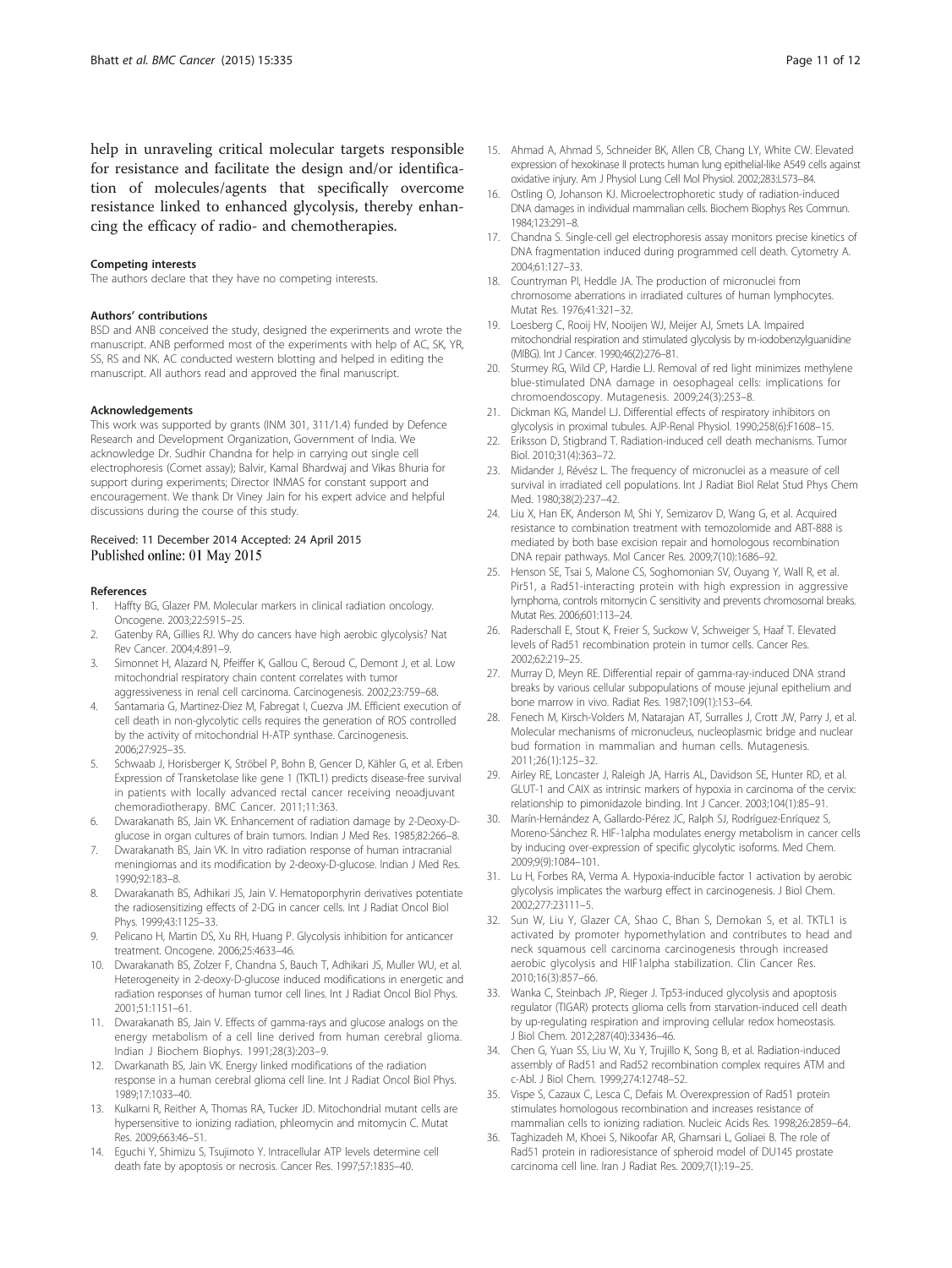help in unraveling critical molecular targets responsible for resistance and facilitate the design and/or identification of molecules/agents that specifically overcome resistance linked to enhanced glycolysis, thereby enhancing the efficacy of radio- and chemotherapies.

#### Competing interests
The authors declare that they have no competing interests.

#### Authors' contributions
BSD and ANB conceived the study, designed the experiments and wrote the manuscript. ANB performed most of the experiments with help of AC, SK, YR, SS, RS and NK. AC conducted western blotting and helped in editing the manuscript. All authors read and approved the final manuscript.

#### Acknowledgements
This work was supported by grants (INM 301, 311/1.4) funded by Defence Research and Development Organization, Government of India. We acknowledge Dr. Sudhir Chandna for help in carrying out single cell electrophoresis (Comet assay); Balvir, Kamal Bhardwaj and Vikas Bhuria for support during experiments; Director INMAS for constant support and encouragement. We thank Dr Viney Jain for his expert advice and helpful discussions during the course of this study.

Received: 11 December 2014 Accepted: 24 April 2015
Published online: 01 May 2015

#### References

1. Haffty BG, Glazer PM. Molecular markers in clinical radiation oncology. Oncogene. 2003;22:5915–25.
2. Gatenby RA, Gillies RJ. Why do cancers have high aerobic glycolysis? Nat Rev Cancer. 2004;4:891–9.
3. Simonnet H, Alazard N, Pfeiffer K, Gallou C, Beroud C, Demont J, et al. Low mitochondrial respiratory chain content correlates with tumor aggressiveness in renal cell carcinoma. Carcinogenesis. 2002;23:759–68.
4. Santamaria G, Martinez-Diez M, Fabregat I, Cuezva JM. Efficient execution of cell death in non-glycolytic cells requires the generation of ROS controlled by the activity of mitochondrial H-ATP synthase. Carcinogenesis. 2006;27:925–35.
5. Schwaab J, Horisberger K, Ströbel P, Bohn B, Gencer D, Kähler G, et al. Erben Expression of Transketolase like gene 1 (TKTL1) predicts disease-free survival in patients with locally advanced rectal cancer receiving neoadjuvant chemoradiotherapy. BMC Cancer. 2011;11:363.
6. Dwarakanath BS, Jain VK. Enhancement of radiation damage by 2-Deoxy-D-glucose in organ cultures of brain tumors. Indian J Med Res. 1985;82:266–8.
7. Dwarakanath BS, Jain VK. In vitro radiation response of human intracranial meningiomas and its modification by 2-deoxy-D-glucose. Indian J Med Res. 1990;92:183–8.
8. Dwarakanath BS, Adhikari JS, Jain V. Hematoporphyrin derivatives potentiate the radiosensitizing effects of 2-DG in cancer cells. Int J Radiat Oncol Biol Phys. 1999;43:1125–33.
9. Pelicano H, Martin DS, Xu RH, Huang P. Glycolysis inhibition for anticancer treatment. Oncogene. 2006;25:4633–46.
10. Dwarakanath BS, Zolzer F, Chandna S, Bauch T, Adhikari JS, Muller WU, et al. Heterogeneity in 2-deoxy-D-glucose induced modifications in energetic and radiation responses of human tumor cell lines. Int J Radiat Oncol Biol Phys. 2001;51:1151–61.
11. Dwarakanath BS, Jain V. Effects of gamma-rays and glucose analogs on the energy metabolism of a cell line derived from human cerebral glioma. Indian J Biochem Biophys. 1991;28(3):203–9.
12. Dwarkanath BS, Jain VK. Energy linked modifications of the radiation response in a human cerebral glioma cell line. Int J Radiat Oncol Biol Phys. 1989;17:1033–40.
13. Kulkarni R, Reither A, Thomas RA, Tucker JD. Mitochondrial mutant cells are hypersensitive to ionizing radiation, phleomycin and mitomycin C. Mutat Res. 2009;663:46–51.
14. Eguchi Y, Shimizu S, Tsujimoto Y. Intracellular ATP levels determine cell death fate by apoptosis or necrosis. Cancer Res. 1997;57:1835–40.
15. Ahmad A, Ahmad S, Schneider BK, Allen CB, Chang LY, White CW. Elevated expression of hexokinase II protects human lung epithelial-like A549 cells against oxidative injury. Am J Physiol Lung Cell Mol Physiol. 2002;283:L573–84.
16. Ostling O, Johanson KJ. Microelectrophoretic study of radiation-induced DNA damages in individual mammalian cells. Biochem Biophys Res Commun. 1984;123:291–8.
17. Chandna S. Single-cell gel electrophoresis assay monitors precise kinetics of DNA fragmentation induced during programmed cell death. Cytometry A. 2004;61:127–33.
18. Countryman PI, Heddle JA. The production of micronuclei from chromosome aberrations in irradiated cultures of human lymphocytes. Mutat Res. 1976;41:321–32.
19. Loesberg C, Rooij HV, Nooijen WJ, Meijer AJ, Smets LA. Impaired mitochondrial respiration and stimulated glycolysis by m-iodobenzylguanidine (MIBG). Int J Cancer. 1990;46(2):276–81.
20. Sturmey RG, Wild CP, Hardie LJ. Removal of red light minimizes methylene blue-stimulated DNA damage in oesophageal cells: implications for chromoendoscopy. Mutagenesis. 2009;24(3):253–8.
21. Dickman KG, Mandel LJ. Differential effects of respiratory inhibitors on glycolysis in proximal tubules. AJP-Renal Physiol. 1990;258(6):F1608–15.
22. Eriksson D, Stigbrand T. Radiation-induced cell death mechanisms. Tumor Biol. 2010;31(4):363–72.
23. Midander J, Révész L. The frequency of micronuclei as a measure of cell survival in irradiated cell populations. Int J Radiat Biol Relat Stud Phys Chem Med. 1980;38(2):237–42.
24. Liu X, Han EK, Anderson M, Shi Y, Semizarov D, Wang G, et al. Acquired resistance to combination treatment with temozolomide and ABT-888 is mediated by both base excision repair and homologous recombination DNA repair pathways. Mol Cancer Res. 2009;7(10):1686–92.
25. Henson SE, Tsai S, Malone CS, Soghomonian SV, Ouyang Y, Wall R, et al. Pir51, a Rad51-interacting protein with high expression in aggressive lymphoma, controls mitomycin C sensitivity and prevents chromosomal breaks. Mutat Res. 2006;601:113–24.
26. Raderschall E, Stout K, Freier S, Suckow V, Schweiger S, Haaf T. Elevated levels of Rad51 recombination protein in tumor cells. Cancer Res. 2002;62:219–25.
27. Murray D, Meyn RE. Differential repair of gamma-ray-induced DNA strand breaks by various cellular subpopulations of mouse jejunal epithelium and bone marrow in vivo. Radiat Res. 1987;109(1):153–64.
28. Fenech M, Kirsch-Volders M, Natarajan AT, Surralles J, Crott JW, Parry J, et al. Molecular mechanisms of micronucleus, nucleoplasmic bridge and nuclear bud formation in mammalian and human cells. Mutagenesis. 2011;26(1):125–32.
29. Airley RE, Loncaster J, Raleigh JA, Harris AL, Davidson SE, Hunter RD, et al. GLUT-1 and CAIX as intrinsic markers of hypoxia in carcinoma of the cervix: relationship to pimonidazole binding. Int J Cancer. 2003;104(1):85–91.
30. Marín-Hernández A, Gallardo-Pérez JC, Ralph SJ, Rodríguez-Enríquez S, Moreno-Sánchez R. HIF-1alpha modulates energy metabolism in cancer cells by inducing over-expression of specific glycolytic isoforms. Med Chem. 2009;9(9):1084–101.
31. Lu H, Forbes RA, Verma A. Hypoxia-inducible factor 1 activation by aerobic glycolysis implicates the warburg effect in carcinogenesis. J Biol Chem. 2002;277:23111–5.
32. Sun W, Liu Y, Glazer CA, Shao C, Bhan S, Demokan S, et al. TKTL1 is activated by promoter hypomethylation and contributes to head and neck squamous cell carcinoma carcinogenesis through increased aerobic glycolysis and HIF1alpha stabilization. Clin Cancer Res. 2010;16(3):857–66.
33. Wanka C, Steinbach JP, Rieger J. Tp53-induced glycolysis and apoptosis regulator (TIGAR) protects glioma cells from starvation-induced cell death by up-regulating respiration and improving cellular redox homeostasis. J Biol Chem. 2012;287(40):33436–46.
34. Chen G, Yuan SS, Liu W, Xu Y, Trujillo K, Song B, et al. Radiation-induced assembly of Rad51 and Rad52 recombination complex requires ATM and c-Abl. J Biol Chem. 1999;274:12748–52.
35. Vispe S, Cazaux C, Lesca C, Defais M. Overexpression of Rad51 protein stimulates homologous recombination and increases resistance of mammalian cells to ionizing radiation. Nucleic Acids Res. 1998;26:2859–64.
36. Taghizadeh M, Khoei S, Nikoofar AR, Ghamsari L, Goliaei B. The role of Rad51 protein in radioresistance of spheroid model of DU145 prostate carcinoma cell line. Iran J Radiat Res. 2009;7(1):19–25.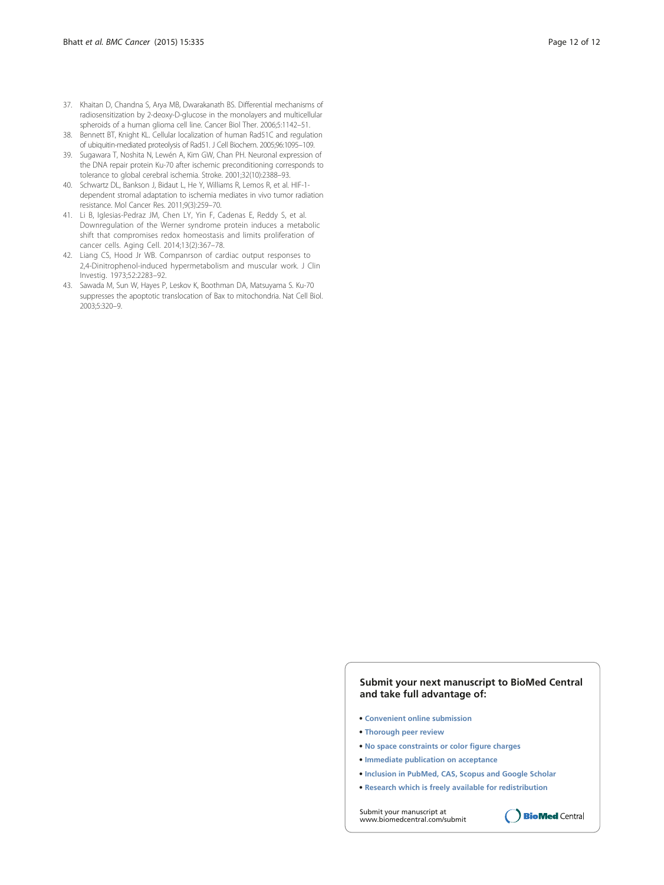37. Khaitan D, Chandna S, Arya MB, Dwarakanath BS. Differential mechanisms of radiosensitization by 2-deoxy-D-glucose in the monolayers and multicellular spheroids of a human glioma cell line. Cancer Biol Ther. 2006;5:1142–51.
38. Bennett BT, Knight KL. Cellular localization of human Rad51C and regulation of ubiquitin-mediated proteolysis of Rad51. J Cell Biochem. 2005;96:1095–109.
39. Sugawara T, Noshita N, Lewén A, Kim GW, Chan PH. Neuronal expression of the DNA repair protein Ku-70 after ischemic preconditioning corresponds to tolerance to global cerebral ischemia. Stroke. 2001;32(10):2388–93.
40. Schwartz DL, Bankson J, Bidaut L, He Y, Williams R, Lemos R, et al. HIF-1-dependent stromal adaptation to ischemia mediates in vivo tumor radiation resistance. Mol Cancer Res. 2011;9(3):259–70.
41. Li B, Iglesias-Pedraz JM, Chen LY, Yin F, Cadenas E, Reddy S, et al. Downregulation of the Werner syndrome protein induces a metabolic shift that compromises redox homeostasis and limits proliferation of cancer cells. Aging Cell. 2014;13(2):367–78.
42. Liang CS, Hood Jr WB. Companrson of cardiac output responses to 2,4-Dinitrophenol-induced hypermetabolism and muscular work. J Clin Investig. 1973;52:2283–92.
43. Sawada M, Sun W, Hayes P, Leskov K, Boothman DA, Matsuyama S. Ku-70 suppresses the apoptotic translocation of Bax to mitochondria. Nat Cell Biol. 2003;5:320–9.

**Submit your next manuscript to BioMed Central and take full advantage of:**

- **Convenient online submission**
- **Thorough peer review**
- **No space constraints or color figure charges**
- **Immediate publication on acceptance**
- **Inclusion in PubMed, CAS, Scopus and Google Scholar**
- **Research which is freely available for redistribution**

Submit your manuscript at
www.biomedcentral.com/submit

BioMed Central